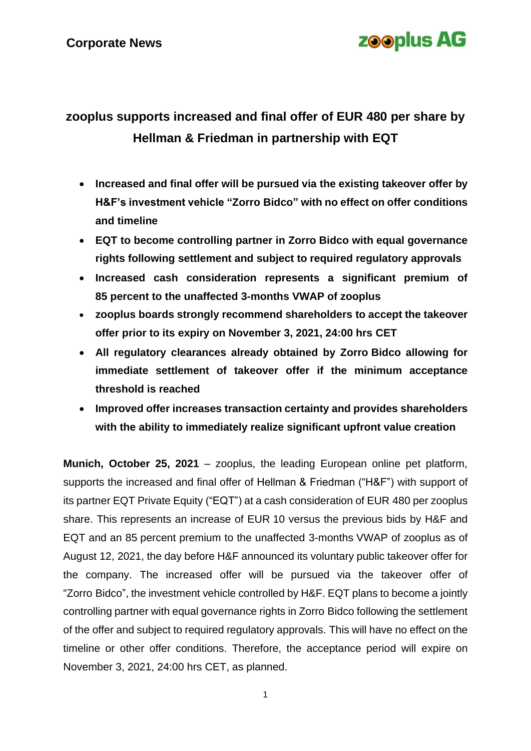**Corporate News**

**zooplus AG**

# zooplus supports increased and final offer of EUR 480 per share by Hellman & Friedman in partnership with EQT

- **Increased and final offer will be pursued via the existing takeover offer by H&F's investment vehicle "Zorro Bidco" with no effect on offer conditions and timeline**
- **EQT to become controlling partner in Zorro Bidco with equal governance rights following settlement and subject to required regulatory approvals**
- **Increased cash consideration represents a significant premium of 85 percent to the unaffected 3-months VWAP of zooplus**
- **zooplus boards strongly recommend shareholders to accept the takeover offer prior to its expiry on November 3, 2021, 24:00 hrs CET**
- **All regulatory clearances already obtained by Zorro Bidco allowing for immediate settlement of takeover offer if the minimum acceptance threshold is reached**
- **Improved offer increases transaction certainty and provides shareholders with the ability to immediately realize significant upfront value creation**

**Munich, October 25, 2021** – zooplus, the leading European online pet platform, supports the increased and final offer of Hellman & Friedman ("H&F") with support of its partner EQT Private Equity ("EQT") at a cash consideration of EUR 480 per zooplus share. This represents an increase of EUR 10 versus the previous bids by H&F and EQT and an 85 percent premium to the unaffected 3-months VWAP of zooplus as of August 12, 2021, the day before H&F announced its voluntary public takeover offer for the company. The increased offer will be pursued via the takeover offer of "Zorro Bidco", the investment vehicle controlled by H&F. EQT plans to become a jointly controlling partner with equal governance rights in Zorro Bidco following the settlement of the offer and subject to required regulatory approvals. This will have no effect on the timeline or other offer conditions. Therefore, the acceptance period will expire on November 3, 2021, 24:00 hrs CET, as planned.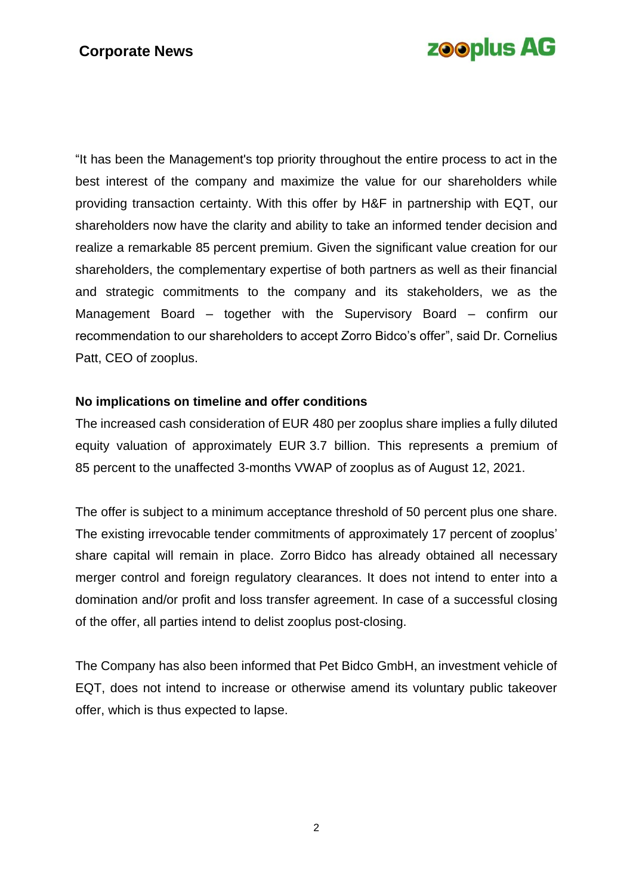"It has been the Management's top priority throughout the entire process to act in the best interest of the company and maximize the value for our shareholders while providing transaction certainty. With this offer by H&F in partnership with EQT, our shareholders now have the clarity and ability to take an informed tender decision and realize a remarkable 85 percent premium. Given the significant value creation for our shareholders, the complementary expertise of both partners as well as their financial and strategic commitments to the company and its stakeholders, we as the Management Board – together with the Supervisory Board – confirm our recommendation to our shareholders to accept Zorro Bidco's offer", said Dr. Cornelius Patt, CEO of zooplus.

**No implications on timeline and offer conditions**

The increased cash consideration of EUR 480 per zooplus share implies a fully diluted equity valuation of approximately EUR 3.7 billion. This represents a premium of 85 percent to the unaffected 3-months VWAP of zooplus as of August 12, 2021.

The offer is subject to a minimum acceptance threshold of 50 percent plus one share. The existing irrevocable tender commitments of approximately 17 percent of zooplus' share capital will remain in place. Zorro Bidco has already obtained all necessary merger control and foreign regulatory clearances. It does not intend to enter into a domination and/or profit and loss transfer agreement. In case of a successful closing of the offer, all parties intend to delist zooplus post-closing.

The Company has also been informed that Pet Bidco GmbH, an investment vehicle of EQT, does not intend to increase or otherwise amend its voluntary public takeover offer, which is thus expected to lapse.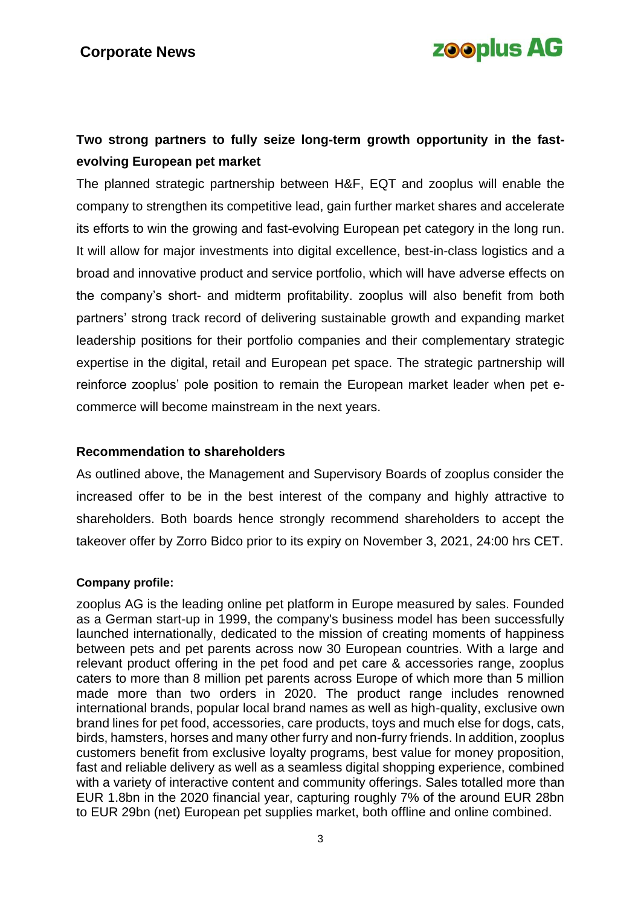**Two strong partners to fully seize long-term growth opportunity in the fast-evolving European pet market**

The planned strategic partnership between H&F, EQT and zooplus will enable the company to strengthen its competitive lead, gain further market shares and accelerate its efforts to win the growing and fast-evolving European pet category in the long run. It will allow for major investments into digital excellence, best-in-class logistics and a broad and innovative product and service portfolio, which will have adverse effects on the company's short- and midterm profitability. zooplus will also benefit from both partners' strong track record of delivering sustainable growth and expanding market leadership positions for their portfolio companies and their complementary strategic expertise in the digital, retail and European pet space. The strategic partnership will reinforce zooplus' pole position to remain the European market leader when pet e-commerce will become mainstream in the next years.

**Recommendation to shareholders**

As outlined above, the Management and Supervisory Boards of zooplus consider the increased offer to be in the best interest of the company and highly attractive to shareholders. Both boards hence strongly recommend shareholders to accept the takeover offer by Zorro Bidco prior to its expiry on November 3, 2021, 24:00 hrs CET.

**Company profile:**

zooplus AG is the leading online pet platform in Europe measured by sales. Founded as a German start-up in 1999, the company's business model has been successfully launched internationally, dedicated to the mission of creating moments of happiness between pets and pet parents across now 30 European countries. With a large and relevant product offering in the pet food and pet care & accessories range, zooplus caters to more than 8 million pet parents across Europe of which more than 5 million made more than two orders in 2020. The product range includes renowned international brands, popular local brand names as well as high-quality, exclusive own brand lines for pet food, accessories, care products, toys and much else for dogs, cats, birds, hamsters, horses and many other furry and non-furry friends. In addition, zooplus customers benefit from exclusive loyalty programs, best value for money proposition, fast and reliable delivery as well as a seamless digital shopping experience, combined with a variety of interactive content and community offerings. Sales totalled more than EUR 1.8bn in the 2020 financial year, capturing roughly 7% of the around EUR 28bn to EUR 29bn (net) European pet supplies market, both offline and online combined.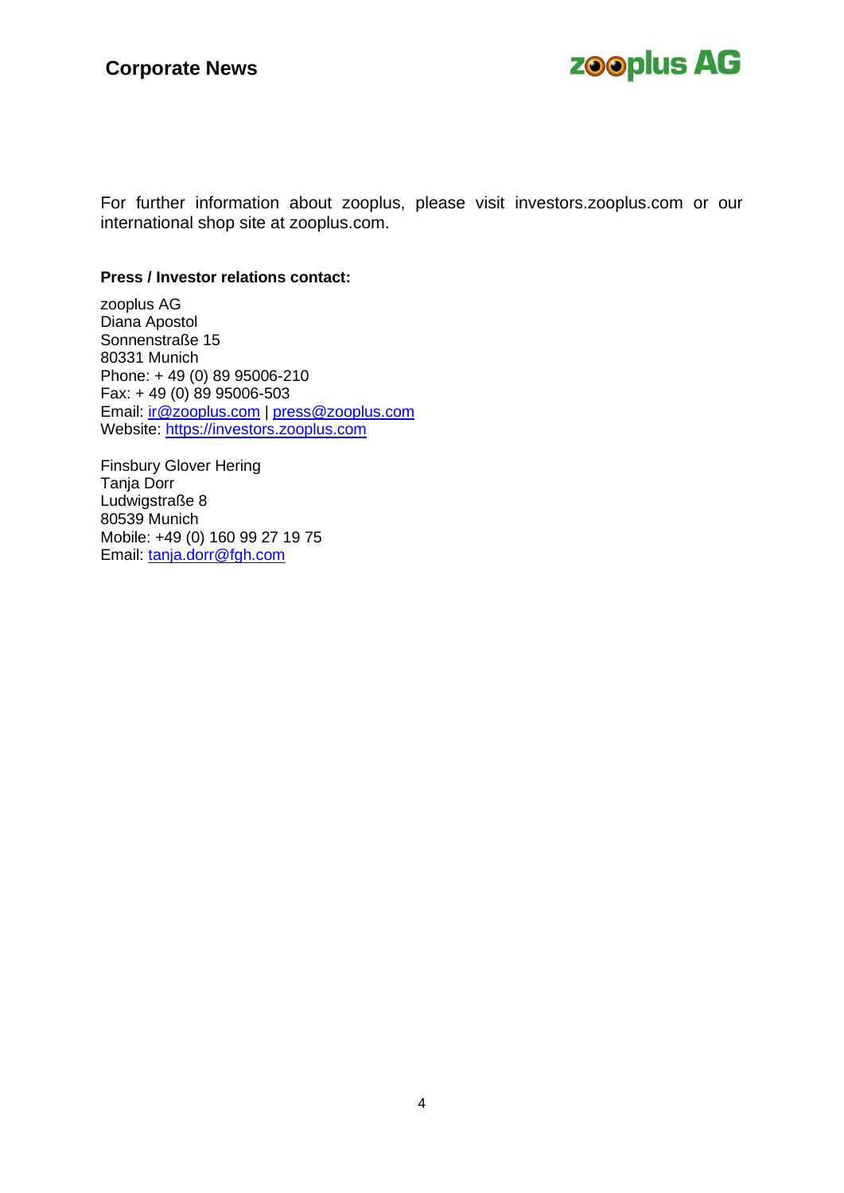For further information about zooplus, please visit investors.zooplus.com or our international shop site at zooplus.com.

**Press / Investor relations contact:**

zooplus AG  
Diana Apostol  
Sonnenstraße 15  
80331 Munich  
Phone: + 49 (0) 89 95006-210  
Fax: + 49 (0) 89 95006-503  
Email: ir@zooplus.com | press@zooplus.com  
Website: https://investors.zooplus.com

Finsbury Glover Hering  
Tanja Dorr  
Ludwigstraße 8  
80539 Munich  
Mobile: +49 (0) 160 99 27 19 75  
Email: tanja.dorr@fgh.com